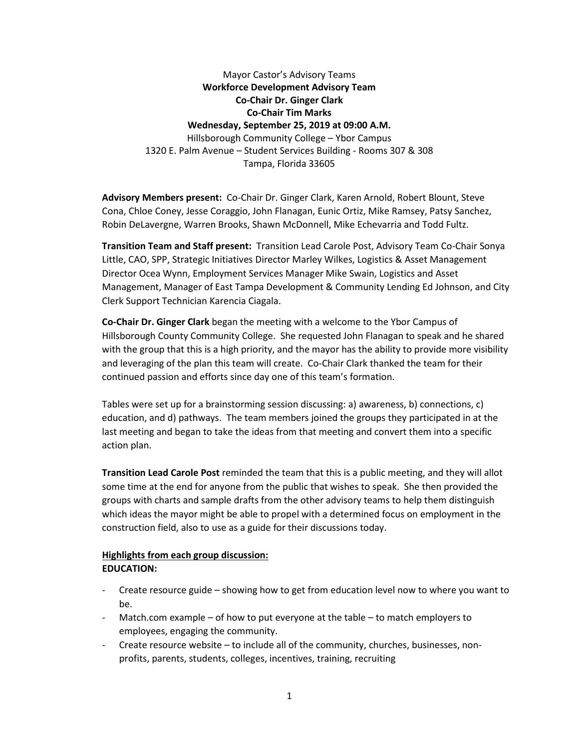Mayor Castor's Advisory Teams

**Workforce Development Advisory Team**

**Co-Chair Dr. Ginger Clark**

**Co-Chair Tim Marks**

**Wednesday, September 25, 2019 at 09:00 A.M.**

Hillsborough Community College – Ybor Campus

1320 E. Palm Avenue – Student Services Building - Rooms 307 & 308

Tampa, Florida 33605

**Advisory Members present:** Co-Chair Dr. Ginger Clark, Karen Arnold, Robert Blount, Steve Cona, Chloe Coney, Jesse Coraggio, John Flanagan, Eunic Ortiz, Mike Ramsey, Patsy Sanchez, Robin DeLavergne, Warren Brooks, Shawn McDonnell, Mike Echevarria and Todd Fultz.

**Transition Team and Staff present:** Transition Lead Carole Post, Advisory Team Co-Chair Sonya Little, CAO, SPP, Strategic Initiatives Director Marley Wilkes, Logistics & Asset Management Director Ocea Wynn, Employment Services Manager Mike Swain, Logistics and Asset Management, Manager of East Tampa Development & Community Lending Ed Johnson, and City Clerk Support Technician Karencia Ciagala.

**Co-Chair Dr. Ginger Clark** began the meeting with a welcome to the Ybor Campus of Hillsborough County Community College. She requested John Flanagan to speak and he shared with the group that this is a high priority, and the mayor has the ability to provide more visibility and leveraging of the plan this team will create. Co-Chair Clark thanked the team for their continued passion and efforts since day one of this team's formation.

Tables were set up for a brainstorming session discussing: a) awareness, b) connections, c) education, and d) pathways. The team members joined the groups they participated in at the last meeting and began to take the ideas from that meeting and convert them into a specific action plan.

**Transition Lead Carole Post** reminded the team that this is a public meeting, and they will allot some time at the end for anyone from the public that wishes to speak. She then provided the groups with charts and sample drafts from the other advisory teams to help them distinguish which ideas the mayor might be able to propel with a determined focus on employment in the construction field, also to use as a guide for their discussions today.

**Highlights from each group discussion:**

**EDUCATION:**

- Create resource guide – showing how to get from education level now to where you want to be.
- Match.com example – of how to put everyone at the table – to match employers to employees, engaging the community.
- Create resource website – to include all of the community, churches, businesses, non-profits, parents, students, colleges, incentives, training, recruiting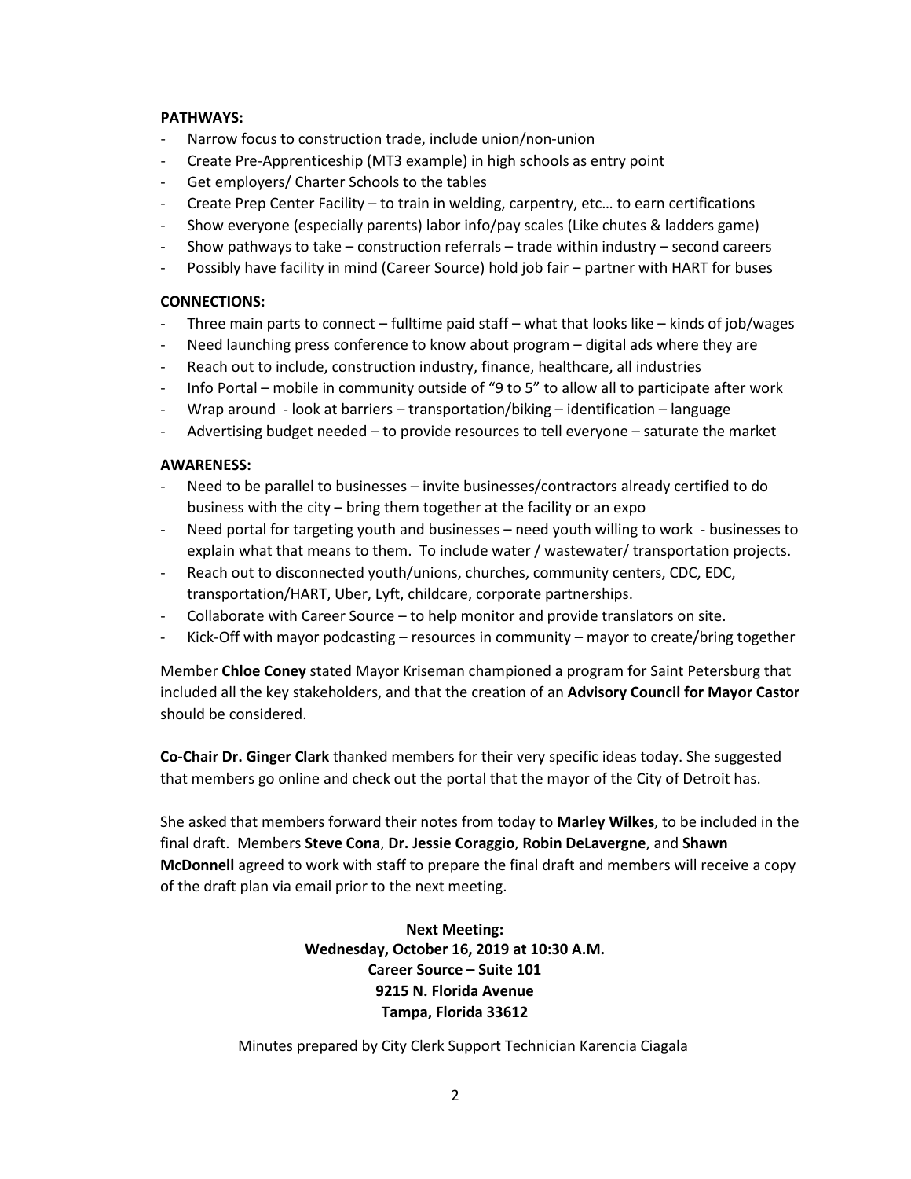**PATHWAYS:**

- Narrow focus to construction trade, include union/non-union
- Create Pre-Apprenticeship (MT3 example) in high schools as entry point
- Get employers/ Charter Schools to the tables
- Create Prep Center Facility – to train in welding, carpentry, etc… to earn certifications
- Show everyone (especially parents) labor info/pay scales (Like chutes & ladders game)
- Show pathways to take – construction referrals – trade within industry – second careers
- Possibly have facility in mind (Career Source) hold job fair – partner with HART for buses

**CONNECTIONS:**

- Three main parts to connect – fulltime paid staff – what that looks like – kinds of job/wages
- Need launching press conference to know about program – digital ads where they are
- Reach out to include, construction industry, finance, healthcare, all industries
- Info Portal – mobile in community outside of "9 to 5" to allow all to participate after work
- Wrap around - look at barriers – transportation/biking – identification – language
- Advertising budget needed – to provide resources to tell everyone – saturate the market

**AWARENESS:**

- Need to be parallel to businesses – invite businesses/contractors already certified to do business with the city – bring them together at the facility or an expo
- Need portal for targeting youth and businesses – need youth willing to work - businesses to explain what that means to them. To include water / wastewater/ transportation projects.
- Reach out to disconnected youth/unions, churches, community centers, CDC, EDC, transportation/HART, Uber, Lyft, childcare, corporate partnerships.
- Collaborate with Career Source – to help monitor and provide translators on site.
- Kick-Off with mayor podcasting – resources in community – mayor to create/bring together

Member **Chloe Coney** stated Mayor Kriseman championed a program for Saint Petersburg that included all the key stakeholders, and that the creation of an **Advisory Council for Mayor Castor** should be considered.

**Co-Chair Dr. Ginger Clark** thanked members for their very specific ideas today. She suggested that members go online and check out the portal that the mayor of the City of Detroit has.

She asked that members forward their notes from today to **Marley Wilkes**, to be included in the final draft. Members **Steve Cona**, **Dr. Jessie Coraggio**, **Robin DeLavergne**, and **Shawn McDonnell** agreed to work with staff to prepare the final draft and members will receive a copy of the draft plan via email prior to the next meeting.

**Next Meeting:**
**Wednesday, October 16, 2019 at 10:30 A.M.**
**Career Source – Suite 101**
**9215 N. Florida Avenue**
**Tampa, Florida 33612**

Minutes prepared by City Clerk Support Technician Karencia Ciagala